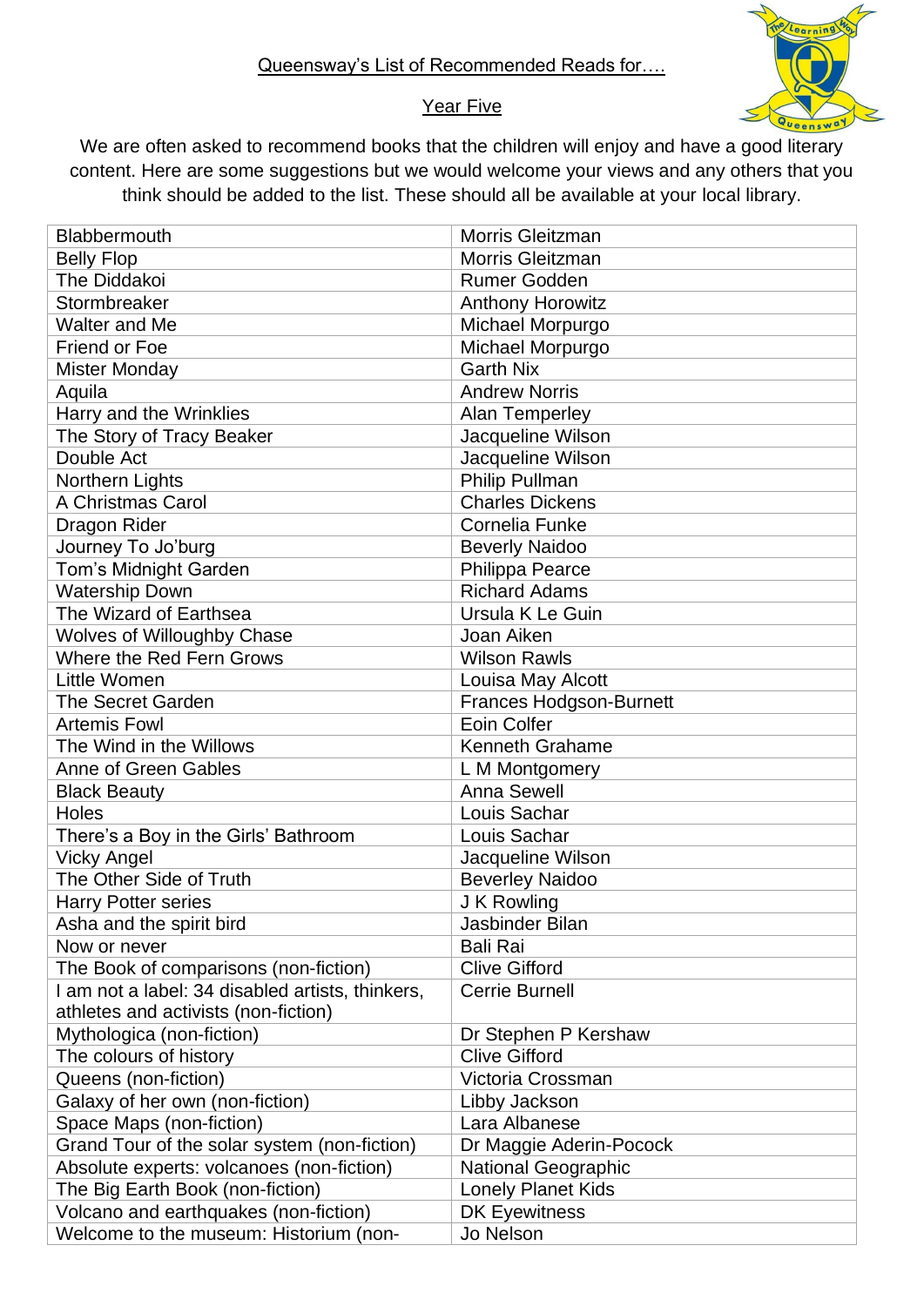Queensway's List of Recommended Reads for….

Year Five

We are often asked to recommend books that the children will enjoy and have a good literary content. Here are some suggestions but we would welcome your views and any others that you think should be added to the list. These should all be available at your local library.

| | |
|---|---|
| Blabbermouth | Morris Gleitzman |
| Belly Flop | Morris Gleitzman |
| The Diddakoi | Rumer Godden |
| Stormbreaker | Anthony Horowitz |
| Walter and Me | Michael Morpurgo |
| Friend or Foe | Michael Morpurgo |
| Mister Monday | Garth Nix |
| Aquila | Andrew Norris |
| Harry and the Wrinklies | Alan Temperley |
| The Story of Tracy Beaker | Jacqueline Wilson |
| Double Act | Jacqueline Wilson |
| Northern Lights | Philip Pullman |
| A Christmas Carol | Charles Dickens |
| Dragon Rider | Cornelia Funke |
| Journey To Jo'burg | Beverly Naidoo |
| Tom's Midnight Garden | Philippa Pearce |
| Watership Down | Richard Adams |
| The Wizard of Earthsea | Ursula K Le Guin |
| Wolves of Willoughby Chase | Joan Aiken |
| Where the Red Fern Grows | Wilson Rawls |
| Little Women | Louisa May Alcott |
| The Secret Garden | Frances Hodgson-Burnett |
| Artemis Fowl | Eoin Colfer |
| The Wind in the Willows | Kenneth Grahame |
| Anne of Green Gables | L M Montgomery |
| Black Beauty | Anna Sewell |
| Holes | Louis Sachar |
| There's a Boy in the Girls' Bathroom | Louis Sachar |
| Vicky Angel | Jacqueline Wilson |
| The Other Side of Truth | Beverley Naidoo |
| Harry Potter series | J K Rowling |
| Asha and the spirit bird | Jasbinder Bilan |
| Now or never | Bali Rai |
| The Book of comparisons (non-fiction) | Clive Gifford |
| I am not a label: 34 disabled artists, thinkers, athletes and activists (non-fiction) | Cerrie Burnell |
| Mythologica (non-fiction) | Dr Stephen P Kershaw |
| The colours of history | Clive Gifford |
| Queens (non-fiction) | Victoria Crossman |
| Galaxy of her own (non-fiction) | Libby Jackson |
| Space Maps (non-fiction) | Lara Albanese |
| Grand Tour of the solar system (non-fiction) | Dr Maggie Aderin-Pocock |
| Absolute experts: volcanoes (non-fiction) | National Geographic |
| The Big Earth Book (non-fiction) | Lonely Planet Kids |
| Volcano and earthquakes (non-fiction) | DK Eyewitness |
| Welcome to the museum: Historium (non- | Jo Nelson |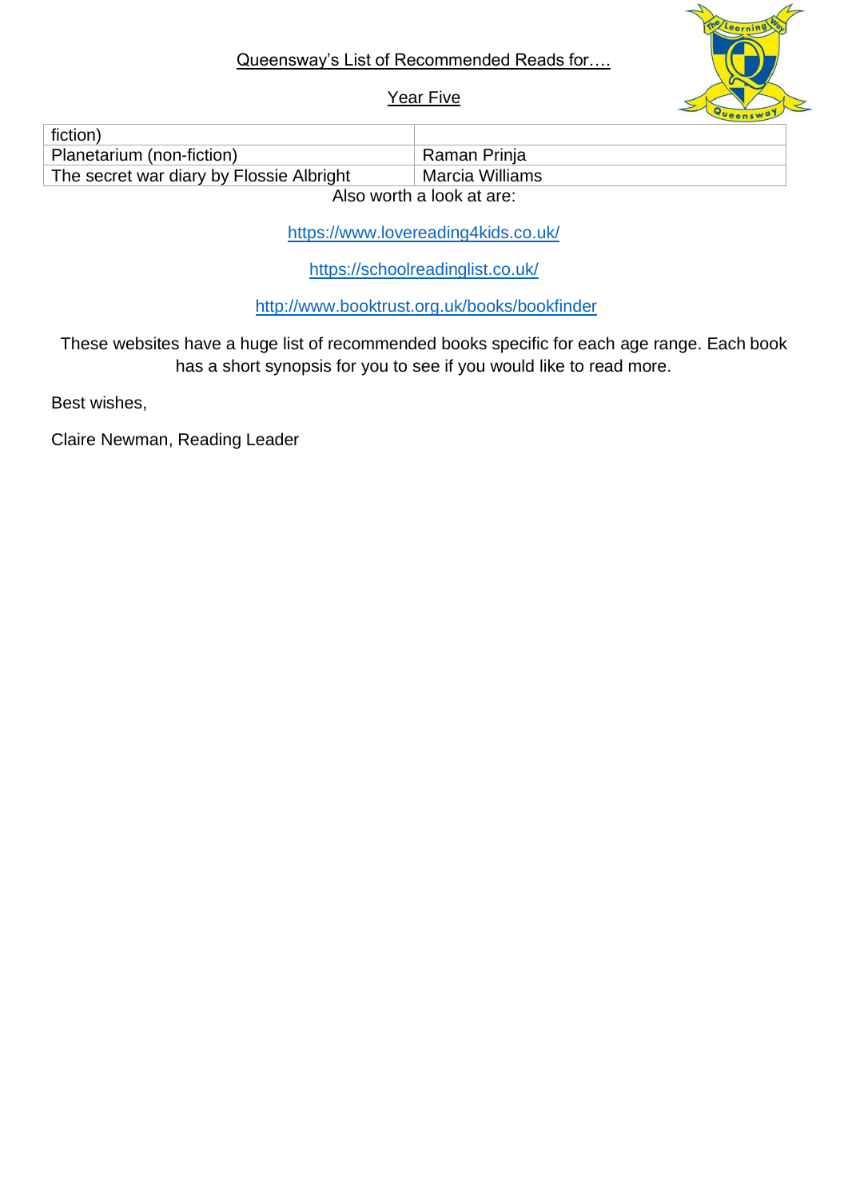Queensway's List of Recommended Reads for….

Year Five

| | |
|---|---|
| fiction) | |
| Planetarium (non-fiction) | Raman Prinja |
| The secret war diary by Flossie Albright | Marcia Williams |

Also worth a look at are:

https://www.lovereading4kids.co.uk/

https://schoolreadinglist.co.uk/

http://www.booktrust.org.uk/books/bookfinder

These websites have a huge list of recommended books specific for each age range. Each book has a short synopsis for you to see if you would like to read more.

Best wishes,

Claire Newman, Reading Leader